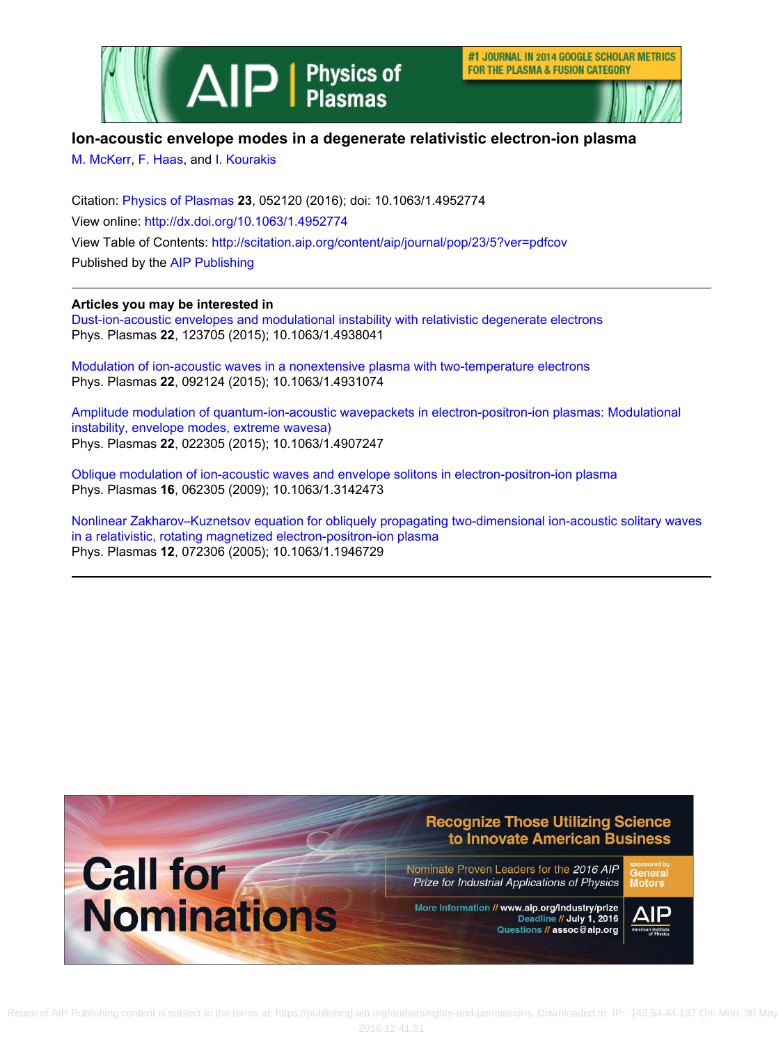# Ion-acoustic envelope modes in a degenerate relativistic electron-ion plasma

M. McKerr, F. Haas, and I. Kourakis

Citation: Physics of Plasmas **23**, 052120 (2016); doi: 10.1063/1.4952774

View online: http://dx.doi.org/10.1063/1.4952774

View Table of Contents: http://scitation.aip.org/content/aip/journal/pop/23/5?ver=pdfcov

Published by the AIP Publishing

---

**Articles you may be interested in**

Dust-ion-acoustic envelopes and modulational instability with relativistic degenerate electrons
Phys. Plasmas **22**, 123705 (2015); 10.1063/1.4938041

Modulation of ion-acoustic waves in a nonextensive plasma with two-temperature electrons
Phys. Plasmas **22**, 092124 (2015); 10.1063/1.4931074

Amplitude modulation of quantum-ion-acoustic wavepackets in electron-positron-ion plasmas: Modulational instability, envelope modes, extreme wavesa)
Phys. Plasmas **22**, 022305 (2015); 10.1063/1.4907247

Oblique modulation of ion-acoustic waves and envelope solitons in electron-positron-ion plasma
Phys. Plasmas **16**, 062305 (2009); 10.1063/1.3142473

Nonlinear Zakharov–Kuznetsov equation for obliquely propagating two-dimensional ion-acoustic solitary waves in a relativistic, rotating magnetized electron-positron-ion plasma
Phys. Plasmas **12**, 072306 (2005); 10.1063/1.1946729

---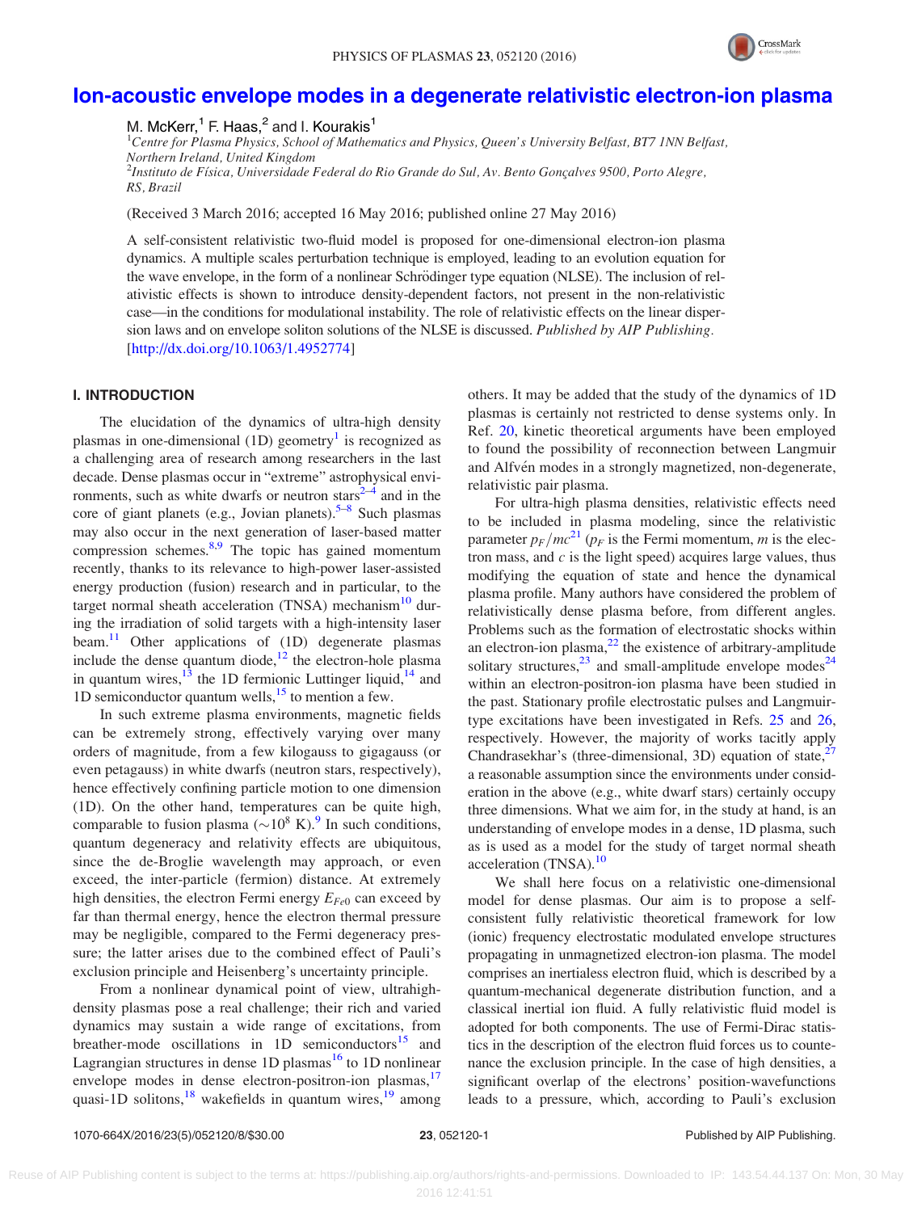# Ion-acoustic envelope modes in a degenerate relativistic electron-ion plasma

M. McKerr,[1] F. Haas,[2] and I. Kourakis[1]

[1]*Centre for Plasma Physics, School of Mathematics and Physics, Queen's University Belfast, BT7 1NN Belfast, Northern Ireland, United Kingdom*
[2]*Instituto de Física, Universidade Federal do Rio Grande do Sul, Av. Bento Gonçalves 9500, Porto Alegre, RS, Brazil*

(Received 3 March 2016; accepted 16 May 2016; published online 27 May 2016)

A self-consistent relativistic two-fluid model is proposed for one-dimensional electron-ion plasma dynamics. A multiple scales perturbation technique is employed, leading to an evolution equation for the wave envelope, in the form of a nonlinear Schrödinger type equation (NLSE). The inclusion of relativistic effects is shown to introduce density-dependent factors, not present in the non-relativistic case—in the conditions for modulational instability. The role of relativistic effects on the linear dispersion laws and on envelope soliton solutions of the NLSE is discussed. *Published by AIP Publishing.* [http://dx.doi.org/10.1063/1.4952774]

## I. INTRODUCTION

The elucidation of the dynamics of ultra-high density plasmas in one-dimensional (1D) geometry[1] is recognized as a challenging area of research among researchers in the last decade. Dense plasmas occur in "extreme" astrophysical environments, such as white dwarfs or neutron stars[2–4] and in the core of giant planets (e.g., Jovian planets).[5–8] Such plasmas may also occur in the next generation of laser-based matter compression schemes.[8,9] The topic has gained momentum recently, thanks to its relevance to high-power laser-assisted energy production (fusion) research and in particular, to the target normal sheath acceleration (TNSA) mechanism[10] during the irradiation of solid targets with a high-intensity laser beam.[11] Other applications of (1D) degenerate plasmas include the dense quantum diode,[12] the electron-hole plasma in quantum wires,[13] the 1D fermionic Luttinger liquid,[14] and 1D semiconductor quantum wells,[15] to mention a few.

In such extreme plasma environments, magnetic fields can be extremely strong, effectively varying over many orders of magnitude, from a few kilogauss to gigagauss (or even petagauss) in white dwarfs (neutron stars, respectively), hence effectively confining particle motion to one dimension (1D). On the other hand, temperatures can be quite high, comparable to fusion plasma ($\sim 10^8$ K).[9] In such conditions, quantum degeneracy and relativity effects are ubiquitous, since the de-Broglie wavelength may approach, or even exceed, the inter-particle (fermion) distance. At extremely high densities, the electron Fermi energy $E_{Fe0}$ can exceed by far than thermal energy, hence the electron thermal pressure may be negligible, compared to the Fermi degeneracy pressure; the latter arises due to the combined effect of Pauli's exclusion principle and Heisenberg's uncertainty principle.

From a nonlinear dynamical point of view, ultrahigh-density plasmas pose a real challenge; their rich and varied dynamics may sustain a wide range of excitations, from breather-mode oscillations in 1D semiconductors[15] and Lagrangian structures in dense 1D plasmas[16] to 1D nonlinear envelope modes in dense electron-positron-ion plasmas,[17] quasi-1D solitons,[18] wakefields in quantum wires,[19] among others. It may be added that the study of the dynamics of 1D plasmas is certainly not restricted to dense systems only. In Ref. 20, kinetic theoretical arguments have been employed to found the possibility of reconnection between Langmuir and Alfvén modes in a strongly magnetized, non-degenerate, relativistic pair plasma.

For ultra-high plasma densities, relativistic effects need to be included in plasma modeling, since the relativistic parameter $p_F/mc$[21] ($p_F$ is the Fermi momentum, $m$ is the electron mass, and $c$ is the light speed) acquires large values, thus modifying the equation of state and hence the dynamical plasma profile. Many authors have considered the problem of relativistically dense plasma before, from different angles. Problems such as the formation of electrostatic shocks within an electron-ion plasma,[22] the existence of arbitrary-amplitude solitary structures,[23] and small-amplitude envelope modes[24] within an electron-positron-ion plasma have been studied in the past. Stationary profile electrostatic pulses and Langmuir-type excitations have been investigated in Refs. 25 and 26, respectively. However, the majority of works tacitly apply Chandrasekhar's (three-dimensional, 3D) equation of state,[27] a reasonable assumption since the environments under consideration in the above (e.g., white dwarf stars) certainly occupy three dimensions. What we aim for, in the study at hand, is an understanding of envelope modes in a dense, 1D plasma, such as is used as a model for the study of target normal sheath acceleration (TNSA).[10]

We shall here focus on a relativistic one-dimensional model for dense plasmas. Our aim is to propose a self-consistent fully relativistic theoretical framework for low (ionic) frequency electrostatic modulated envelope structures propagating in unmagnetized electron-ion plasma. The model comprises an inertialess electron fluid, which is described by a quantum-mechanical degenerate distribution function, and a classical inertial ion fluid. A fully relativistic fluid model is adopted for both components. The use of Fermi-Dirac statistics in the description of the electron fluid forces us to countenance the exclusion principle. In the case of high densities, a significant overlap of the electrons' position-wavefunctions leads to a pressure, which, according to Pauli's exclusion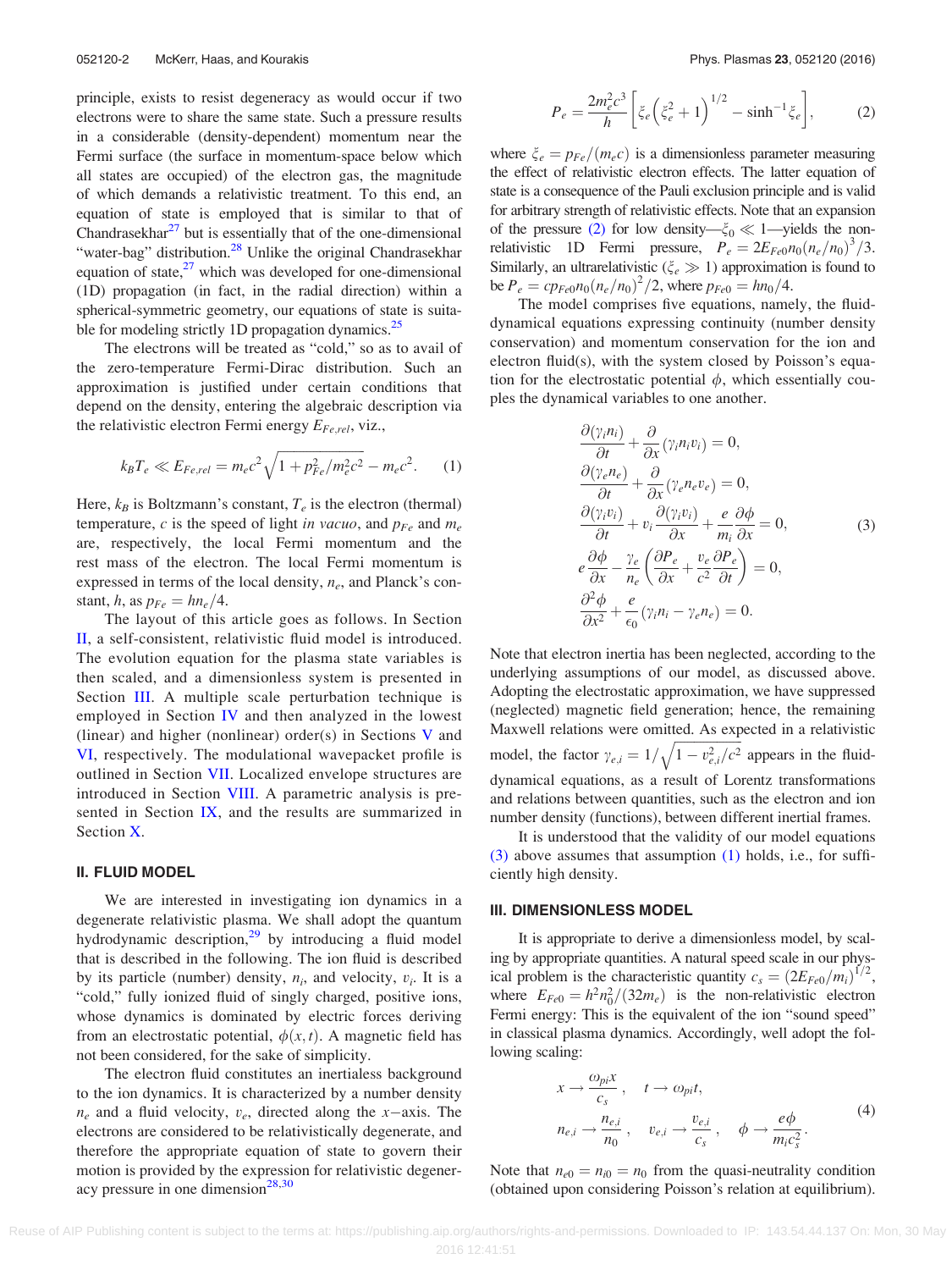principle, exists to resist degeneracy as would occur if two electrons were to share the same state. Such a pressure results in a considerable (density-dependent) momentum near the Fermi surface (the surface in momentum-space below which all states are occupied) of the electron gas, the magnitude of which demands a relativistic treatment. To this end, an equation of state is employed that is similar to that of Chandrasekhar[27] but is essentially that of the one-dimensional "water-bag" distribution.[28] Unlike the original Chandrasekhar equation of state,[27] which was developed for one-dimensional (1D) propagation (in fact, in the radial direction) within a spherical-symmetric geometry, our equations of state is suitable for modeling strictly 1D propagation dynamics.[25]

The electrons will be treated as "cold," so as to avail of the zero-temperature Fermi-Dirac distribution. Such an approximation is justified under certain conditions that depend on the density, entering the algebraic description via the relativistic electron Fermi energy $E_{Fe,rel}$, viz.,

$$k_B T_e \ll E_{Fe,rel} = m_e c^2 \sqrt{1 + p_{Fe}^2/m_e^2 c^2} - m_e c^2. \tag{1}$$

Here, $k_B$ is Boltzmann's constant, $T_e$ is the electron (thermal) temperature, $c$ is the speed of light *in vacuo*, and $p_{Fe}$ and $m_e$ are, respectively, the local Fermi momentum and the rest mass of the electron. The local Fermi momentum is expressed in terms of the local density, $n_e$, and Planck's constant, $h$, as $p_{Fe} = hn_e/4$.

The layout of this article goes as follows. In Section II, a self-consistent, relativistic fluid model is introduced. The evolution equation for the plasma state variables is then scaled, and a dimensionless system is presented in Section III. A multiple scale perturbation technique is employed in Section IV and then analyzed in the lowest (linear) and higher (nonlinear) order(s) in Sections V and VI, respectively. The modulational wavepacket profile is outlined in Section VII. Localized envelope structures are introduced in Section VIII. A parametric analysis is presented in Section IX, and the results are summarized in Section X.

## II. FLUID MODEL

We are interested in investigating ion dynamics in a degenerate relativistic plasma. We shall adopt the quantum hydrodynamic description,[29] by introducing a fluid model that is described in the following. The ion fluid is described by its particle (number) density, $n_i$, and velocity, $v_i$. It is a "cold," fully ionized fluid of singly charged, positive ions, whose dynamics is dominated by electric forces deriving from an electrostatic potential, $\phi(x, t)$. A magnetic field has not been considered, for the sake of simplicity.

The electron fluid constitutes an inertialess background to the ion dynamics. It is characterized by a number density $n_e$ and a fluid velocity, $v_e$, directed along the $x-$axis. The electrons are considered to be relativistically degenerate, and therefore the appropriate equation of state to govern their motion is provided by the expression for relativistic degeneracy pressure in one dimension[28,30]

$$P_e = \frac{2m_e^2 c^3}{h}\left[\xi_e\left(\xi_e^2 + 1\right)^{1/2} - \sinh^{-1}\xi_e\right], \tag{2}$$

where $\xi_e = p_{Fe}/(m_e c)$ is a dimensionless parameter measuring the effect of relativistic electron effects. The latter equation of state is a consequence of the Pauli exclusion principle and is valid for arbitrary strength of relativistic effects. Note that an expansion of the pressure (2) for low density—$\xi_0 \ll 1$—yields the non-relativistic 1D Fermi pressure, $P_e = 2E_{Fe0}n_0(n_e/n_0)^3/3$. Similarly, an ultrarelativistic ($\xi_e \gg 1$) approximation is found to be $P_e = cp_{Fe0}n_0(n_e/n_0)^2/2$, where $p_{Fe0} = hn_0/4$.

The model comprises five equations, namely, the fluid-dynamical equations expressing continuity (number density conservation) and momentum conservation for the ion and electron fluid(s), with the system closed by Poisson's equation for the electrostatic potential $\phi$, which essentially couples the dynamical variables to one another.

$$\begin{aligned}
&\frac{\partial(\gamma_i n_i)}{\partial t} + \frac{\partial}{\partial x}(\gamma_i n_i v_i) = 0, \\
&\frac{\partial(\gamma_e n_e)}{\partial t} + \frac{\partial}{\partial x}(\gamma_e n_e v_e) = 0, \\
&\frac{\partial(\gamma_i v_i)}{\partial t} + v_i\frac{\partial(\gamma_i v_i)}{\partial x} + \frac{e}{m_i}\frac{\partial \phi}{\partial x} = 0, \\
&e\frac{\partial \phi}{\partial x} - \frac{\gamma_e}{n_e}\left(\frac{\partial P_e}{\partial x} + \frac{v_e}{c^2}\frac{\partial P_e}{\partial t}\right) = 0, \\
&\frac{\partial^2 \phi}{\partial x^2} + \frac{e}{\epsilon_0}(\gamma_i n_i - \gamma_e n_e) = 0.
\end{aligned} \tag{3}$$

Note that electron inertia has been neglected, according to the underlying assumptions of our model, as discussed above. Adopting the electrostatic approximation, we have suppressed (neglected) magnetic field generation; hence, the remaining Maxwell relations were omitted. As expected in a relativistic model, the factor $\gamma_{e,i} = 1/\sqrt{1 - v_{e,i}^2/c^2}$ appears in the fluid-dynamical equations, as a result of Lorentz transformations and relations between quantities, such as the electron and ion number density (functions), between different inertial frames.

It is understood that the validity of our model equations (3) above assumes that assumption (1) holds, i.e., for sufficiently high density.

## III. DIMENSIONLESS MODEL

It is appropriate to derive a dimensionless model, by scaling by appropriate quantities. A natural speed scale in our physical problem is the characteristic quantity $c_s = (2E_{Fe0}/m_i)^{1/2}$, where $E_{Fe0} = h^2 n_0^2/(32 m_e)$ is the non-relativistic electron Fermi energy: This is the equivalent of the ion "sound speed" in classical plasma dynamics. Accordingly, well adopt the following scaling:

$$\begin{aligned}
&x \to \frac{\omega_{pi} x}{c_s}, \quad t \to \omega_{pi} t, \\
&n_{e,i} \to \frac{n_{e,i}}{n_0}, \quad v_{e,i} \to \frac{v_{e,i}}{c_s}, \quad \phi \to \frac{e\phi}{m_i c_s^2}.
\end{aligned} \tag{4}$$

Note that $n_{e0} = n_{i0} = n_0$ from the quasi-neutrality condition (obtained upon considering Poisson's relation at equilibrium).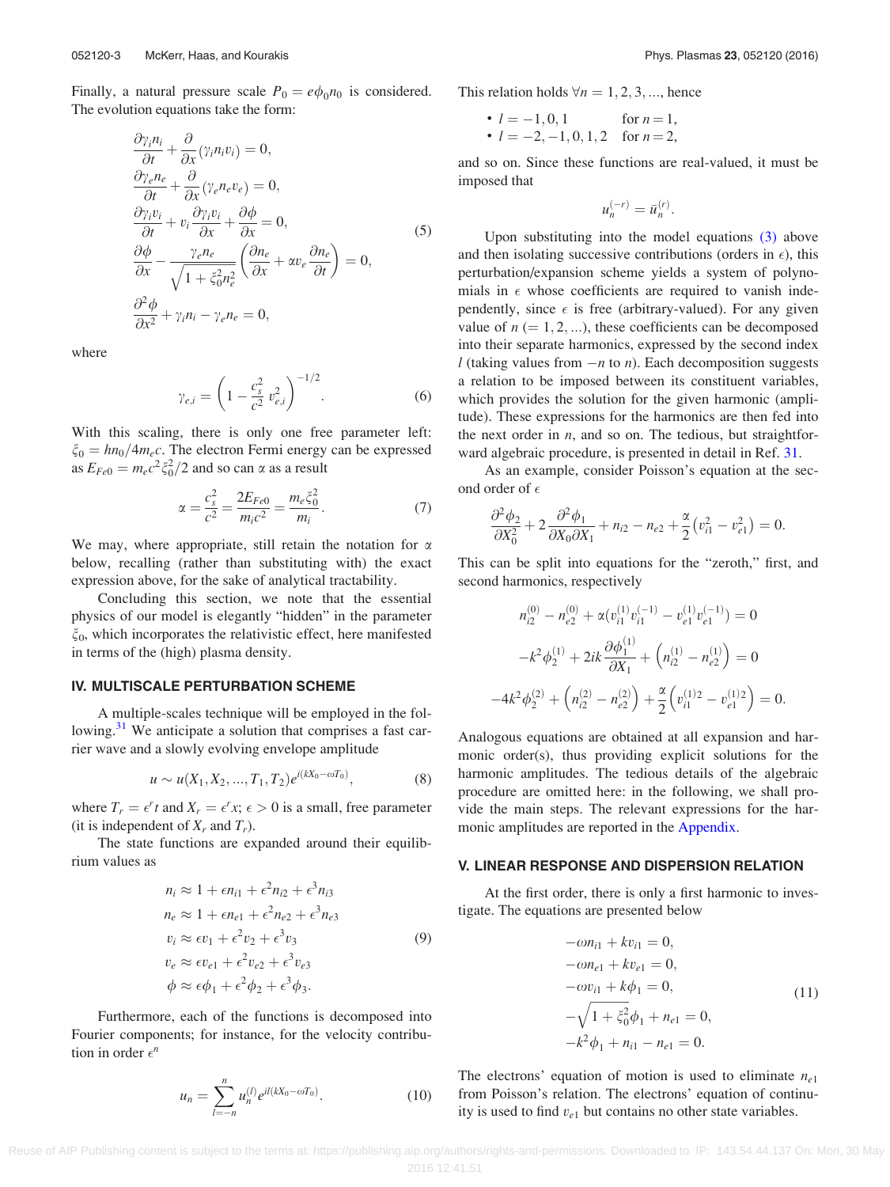Finally, a natural pressure scale $P_0 = e\phi_0 n_0$ is considered. The evolution equations take the form:

$$
\begin{aligned}
&\frac{\partial \gamma_i n_i}{\partial t} + \frac{\partial}{\partial x}(\gamma_i n_i v_i) = 0, \\
&\frac{\partial \gamma_e n_e}{\partial t} + \frac{\partial}{\partial x}(\gamma_e n_e v_e) = 0, \\
&\frac{\partial \gamma_i v_i}{\partial t} + v_i \frac{\partial \gamma_i v_i}{\partial x} + \frac{\partial \phi}{\partial x} = 0, \\
&\frac{\partial \phi}{\partial x} - \frac{\gamma_e n_e}{\sqrt{1+\xi_0^2 n_e^2}}\left(\frac{\partial n_e}{\partial x} + \alpha v_e \frac{\partial n_e}{\partial t}\right) = 0, \\
&\frac{\partial^2 \phi}{\partial x^2} + \gamma_i n_i - \gamma_e n_e = 0,
\end{aligned}
\tag{5}
$$

where

$$
\gamma_{e,i} = \left(1 - \frac{c_s^2}{c^2} v_{e,i}^2\right)^{-1/2}. \tag{6}
$$

With this scaling, there is only one free parameter left: $\xi_0 = hn_0/4m_e c$. The electron Fermi energy can be expressed as $E_{Fe0} = m_e c^2 \xi_0^2/2$ and so can $\alpha$ as a result

$$
\alpha = \frac{c_s^2}{c^2} = \frac{2E_{Fe0}}{m_i c^2} = \frac{m_e \xi_0^2}{m_i}. \tag{7}
$$

We may, where appropriate, still retain the notation for $\alpha$ below, recalling (rather than substituting with) the exact expression above, for the sake of analytical tractability.

Concluding this section, we note that the essential physics of our model is elegantly "hidden" in the parameter $\xi_0$, which incorporates the relativistic effect, here manifested in terms of the (high) plasma density.

## IV. MULTISCALE PERTURBATION SCHEME

A multiple-scales technique will be employed in the following.[31] We anticipate a solution that comprises a fast carrier wave and a slowly evolving envelope amplitude

$$
u \sim u(X_1, X_2, ..., T_1, T_2)e^{i(kX_0 - \omega T_0)}, \tag{8}
$$

where $T_r = \epsilon^r t$ and $X_r = \epsilon^r x$; $\epsilon > 0$ is a small, free parameter (it is independent of $X_r$ and $T_r$).

The state functions are expanded around their equilibrium values as

$$
\begin{aligned}
n_i &\approx 1 + \epsilon n_{i1} + \epsilon^2 n_{i2} + \epsilon^3 n_{i3} \\
n_e &\approx 1 + \epsilon n_{e1} + \epsilon^2 n_{e2} + \epsilon^3 n_{e3} \\
v_i &\approx \epsilon v_1 + \epsilon^2 v_2 + \epsilon^3 v_3 \\
v_e &\approx \epsilon v_{e1} + \epsilon^2 v_{e2} + \epsilon^3 v_{e3} \\
\phi &\approx \epsilon \phi_1 + \epsilon^2 \phi_2 + \epsilon^3 \phi_3.
\end{aligned}
\tag{9}
$$

Furthermore, each of the functions is decomposed into Fourier components; for instance, for the velocity contribution in order $\epsilon^n$

$$
u_n = \sum_{l=-n}^{n} u_n^{(l)} e^{il(kX_0 - \omega T_0)}. \tag{10}
$$

This relation holds $\forall n = 1, 2, 3, ...$, hence

- $l = -1, 0, 1$ for $n = 1$,
- $l = -2, -1, 0, 1, 2$ for $n = 2$,

and so on. Since these functions are real-valued, it must be imposed that

$$
u_n^{(-r)} = \bar{u}_n^{(r)}.
$$

Upon substituting into the model equations (3) above and then isolating successive contributions (orders in $\epsilon$), this perturbation/expansion scheme yields a system of polynomials in $\epsilon$ whose coefficients are required to vanish independently, since $\epsilon$ is free (arbitrary-valued). For any given value of $n$ $(= 1, 2, ...)$, these coefficients can be decomposed into their separate harmonics, expressed by the second index $l$ (taking values from $-n$ to $n$). Each decomposition suggests a relation to be imposed between its constituent variables, which provides the solution for the given harmonic (amplitude). These expressions for the harmonics are then fed into the next order in $n$, and so on. The tedious, but straightforward algebraic procedure, is presented in detail in Ref. 31.

As an example, consider Poisson's equation at the second order of $\epsilon$

$$
\frac{\partial^2 \phi_2}{\partial X_0^2} + 2\frac{\partial^2 \phi_1}{\partial X_0 \partial X_1} + n_{i2} - n_{e2} + \frac{\alpha}{2}\left(v_{i1}^2 - v_{e1}^2\right) = 0.
$$

This can be split into equations for the "zeroth," first, and second harmonics, respectively

$$
\begin{aligned}
n_{i2}^{(0)} - n_{e2}^{(0)} + \alpha\left(v_{i1}^{(1)} v_{i1}^{(-1)} - v_{e1}^{(1)} v_{e1}^{(-1)}\right) &= 0 \\
-k^2 \phi_2^{(1)} + 2ik\frac{\partial \phi_1^{(1)}}{\partial X_1} + \left(n_{i2}^{(1)} - n_{e2}^{(1)}\right) &= 0 \\
-4k^2 \phi_2^{(2)} + \left(n_{i2}^{(2)} - n_{e2}^{(2)}\right) + \frac{\alpha}{2}\left(v_{i1}^{(1)2} - v_{e1}^{(1)2}\right) &= 0.
\end{aligned}
$$

Analogous equations are obtained at all expansion and harmonic order(s), thus providing explicit solutions for the harmonic amplitudes. The tedious details of the algebraic procedure are omitted here: in the following, we shall provide the main steps. The relevant expressions for the harmonic amplitudes are reported in the Appendix.

## V. LINEAR RESPONSE AND DISPERSION RELATION

At the first order, there is only a first harmonic to investigate. The equations are presented below

$$
\begin{aligned}
&-\omega n_{i1} + k v_{i1} = 0, \\
&-\omega n_{e1} + k v_{e1} = 0, \\
&-\omega v_{i1} + k \phi_1 = 0, \\
&-\sqrt{1+\xi_0^2}\,\phi_1 + n_{e1} = 0, \\
&-k^2 \phi_1 + n_{i1} - n_{e1} = 0.
\end{aligned}
\tag{11}
$$

The electrons' equation of motion is used to eliminate $n_{e1}$ from Poisson's relation. The electrons' equation of continuity is used to find $v_{e1}$ but contains no other state variables.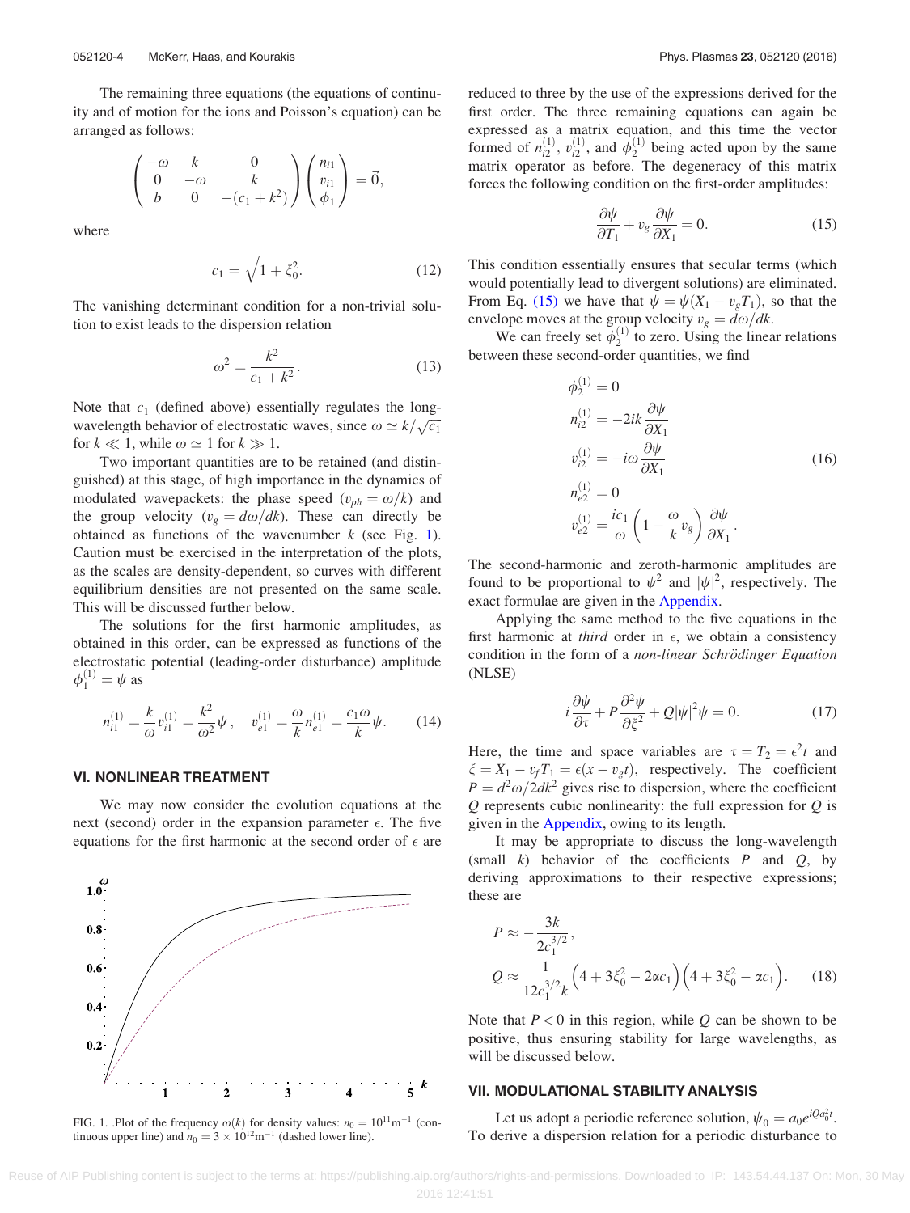The remaining three equations (the equations of continuity and of motion for the ions and Poisson's equation) can be arranged as follows:

$$\begin{pmatrix} -\omega & k & 0 \\ 0 & -\omega & k \\ b & 0 & -(c_1+k^2) \end{pmatrix} \begin{pmatrix} n_{i1} \\ v_{i1} \\ \phi_1 \end{pmatrix} = \vec{0},$$

where

$$c_1 = \sqrt{1+\xi_0^2}. \tag{12}$$

The vanishing determinant condition for a non-trivial solution to exist leads to the dispersion relation

$$\omega^2 = \frac{k^2}{c_1+k^2}. \tag{13}$$

Note that $c_1$ (defined above) essentially regulates the long-wavelength behavior of electrostatic waves, since $\omega \simeq k/\sqrt{c_1}$ for $k \ll 1$, while $\omega \simeq 1$ for $k \gg 1$.

Two important quantities are to be retained (and distinguished) at this stage, of high importance in the dynamics of modulated wavepackets: the phase speed ($v_{ph} = \omega/k$) and the group velocity ($v_g = d\omega/dk$). These can directly be obtained as functions of the wavenumber $k$ (see Fig. 1). Caution must be exercised in the interpretation of the plots, as the scales are density-dependent, so curves with different equilibrium densities are not presented on the same scale. This will be discussed further below.

The solutions for the first harmonic amplitudes, as obtained in this order, can be expressed as functions of the electrostatic potential (leading-order disturbance) amplitude $\phi_1^{(1)} = \psi$ as

$$n_{i1}^{(1)} = \frac{k}{\omega} v_{i1}^{(1)} = \frac{k^2}{\omega^2}\psi, \quad v_{e1}^{(1)} = \frac{\omega}{k} n_{e1}^{(1)} = \frac{c_1\omega}{k}\psi. \tag{14}$$

## VI. NONLINEAR TREATMENT

We may now consider the evolution equations at the next (second) order in the expansion parameter $\epsilon$. The five equations for the first harmonic at the second order of $\epsilon$ are reduced to three by the use of the expressions derived for the first order. The three remaining equations can again be expressed as a matrix equation, and this time the vector formed of $n_{i2}^{(1)}$, $v_{i2}^{(1)}$, and $\phi_2^{(1)}$ being acted upon by the same matrix operator as before. The degeneracy of this matrix forces the following condition on the first-order amplitudes:

$$\frac{\partial\psi}{\partial T_1} + v_g \frac{\partial\psi}{\partial X_1} = 0. \tag{15}$$

This condition essentially ensures that secular terms (which would potentially lead to divergent solutions) are eliminated. From Eq. (15) we have that $\psi = \psi(X_1 - v_g T_1)$, so that the envelope moves at the group velocity $v_g = d\omega/dk$.

We can freely set $\phi_2^{(1)}$ to zero. Using the linear relations between these second-order quantities, we find

$$\begin{aligned}
\phi_2^{(1)} &= 0 \\
n_{i2}^{(1)} &= -2ik\frac{\partial\psi}{\partial X_1} \\
v_{i2}^{(1)} &= -i\omega\frac{\partial\psi}{\partial X_1} \\
n_{e2}^{(1)} &= 0 \\
v_{e2}^{(1)} &= \frac{ic_1}{\omega}\left(1-\frac{\omega}{k}v_g\right)\frac{\partial\psi}{\partial X_1}.
\end{aligned} \tag{16}$$

The second-harmonic and zeroth-harmonic amplitudes are found to be proportional to $\psi^2$ and $|\psi|^2$, respectively. The exact formulae are given in the Appendix.

Applying the same method to the five equations in the first harmonic at *third* order in $\epsilon$, we obtain a consistency condition in the form of a *non-linear Schrödinger Equation* (NLSE)

$$i\frac{\partial\psi}{\partial\tau} + P\frac{\partial^2\psi}{\partial\xi^2} + Q|\psi|^2\psi = 0. \tag{17}$$

Here, the time and space variables are $\tau = T_2 = \epsilon^2 t$ and $\xi = X_1 - v_f T_1 = \epsilon(x - v_g t)$, respectively. The coefficient $P = d^2\omega/2dk^2$ gives rise to dispersion, where the coefficient $Q$ represents cubic nonlinearity: the full expression for $Q$ is given in the Appendix, owing to its length.

It may be appropriate to discuss the long-wavelength (small $k$) behavior of the coefficients $P$ and $Q$, by deriving approximations to their respective expressions; these are

$$\begin{aligned}
P &\approx -\frac{3k}{2c_1^{3/2}}, \\
Q &\approx \frac{1}{12c_1^{3/2}k}\left(4+3\xi_0^2-2\alpha c_1\right)\left(4+3\xi_0^2-\alpha c_1\right).
\end{aligned} \tag{18}$$

Note that $P < 0$ in this region, while $Q$ can be shown to be positive, thus ensuring stability for large wavelengths, as will be discussed below.

FIG. 1. .Plot of the frequency $\omega(k)$ for density values: $n_0 = 10^{11}\,\mathrm{m}^{-1}$ (continuous upper line) and $n_0 = 3\times10^{12}\,\mathrm{m}^{-1}$ (dashed lower line).

## VII. MODULATIONAL STABILITY ANALYSIS

Let us adopt a periodic reference solution, $\psi_0 = a_0 e^{iQa_0^2 t}$. To derive a dispersion relation for a periodic disturbance to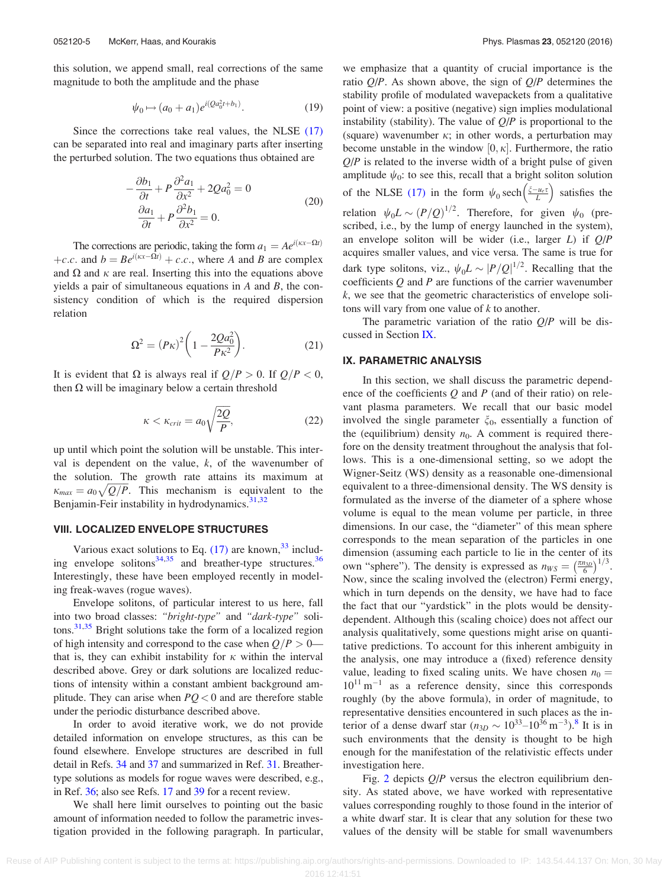this solution, we append small, real corrections of the same magnitude to both the amplitude and the phase

$$\psi_0 \mapsto (a_0 + a_1) e^{i(Qa_0^2 t + b_1)}. \tag{19}$$

Since the corrections take real values, the NLSE (17) can be separated into real and imaginary parts after inserting the perturbed solution. The two equations thus obtained are

$$\begin{aligned} -\frac{\partial b_1}{\partial t} + P\frac{\partial^2 a_1}{\partial x^2} + 2Qa_0^2 = 0 \\ \frac{\partial a_1}{\partial t} + P\frac{\partial^2 b_1}{\partial x^2} = 0. \end{aligned} \tag{20}$$

The corrections are periodic, taking the form $a_1 = Ae^{i(\kappa x - \Omega t)} + c.c.$ and $b = Be^{i(\kappa x - \Omega t)} + c.c.$, where $A$ and $B$ are complex and $\Omega$ and $\kappa$ are real. Inserting this into the equations above yields a pair of simultaneous equations in $A$ and $B$, the consistency condition of which is the required dispersion relation

$$\Omega^2 = (P\kappa)^2 \left(1 - \frac{2Qa_0^2}{P\kappa^2}\right). \tag{21}$$

It is evident that $\Omega$ is always real if $Q/P > 0$. If $Q/P < 0$, then $\Omega$ will be imaginary below a certain threshold

$$\kappa < \kappa_{crit} = a_0\sqrt{\frac{2Q}{P}}, \tag{22}$$

up until which point the solution will be unstable. This interval is dependent on the value, $k$, of the wavenumber of the solution. The growth rate attains its maximum at $\kappa_{max} = a_0\sqrt{Q/P}$. This mechanism is equivalent to the Benjamin-Feir instability in hydrodynamics.[31,32]

## VIII. LOCALIZED ENVELOPE STRUCTURES

Various exact solutions to Eq. (17) are known,[33] including envelope solitons[34,35] and breather-type structures.[36] Interestingly, these have been employed recently in modeling freak-waves (rogue waves).

Envelope solitons, of particular interest to us here, fall into two broad classes: *"bright-type"* and *"dark-type"* solitons.[31,35] Bright solutions take the form of a localized region of high intensity and correspond to the case when $Q/P > 0$—that is, they can exhibit instability for $\kappa$ within the interval described above. Grey or dark solutions are localized reductions of intensity within a constant ambient background amplitude. They can arise when $PQ < 0$ and are therefore stable under the periodic disturbance described above.

In order to avoid iterative work, we do not provide detailed information on envelope structures, as this can be found elsewhere. Envelope structures are described in full detail in Refs. 34 and 37 and summarized in Ref. 31. Breather-type solutions as models for rogue waves were described, e.g., in Ref. 36; also see Refs. 17 and 39 for a recent review.

We shall here limit ourselves to pointing out the basic amount of information needed to follow the parametric investigation provided in the following paragraph. In particular, we emphasize that a quantity of crucial importance is the ratio $Q/P$. As shown above, the sign of $Q/P$ determines the stability profile of modulated wavepackets from a qualitative point of view: a positive (negative) sign implies modulational instability (stability). The value of $Q/P$ is proportional to the (square) wavenumber $\kappa$; in other words, a perturbation may become unstable in the window $[0, \kappa]$. Furthermore, the ratio $Q/P$ is related to the inverse width of a bright pulse of given amplitude $\psi_0$: to see this, recall that a bright soliton solution of the NLSE (17) in the form $\psi_0 \,\mathrm{sech}\left(\frac{\xi - u_e\tau}{L}\right)$ satisfies the relation $\psi_0 L \sim (P/Q)^{1/2}$. Therefore, for given $\psi_0$ (prescribed, i.e., by the lump of energy launched in the system), an envelope soliton will be wider (i.e., larger $L$) if $Q/P$ acquires smaller values, and vice versa. The same is true for dark type solitons, viz., $\psi_0 L \sim |P/Q|^{1/2}$. Recalling that the coefficients $Q$ and $P$ are functions of the carrier wavenumber $k$, we see that the geometric characteristics of envelope solitons will vary from one value of $k$ to another.

The parametric variation of the ratio $Q/P$ will be discussed in Section IX.

## IX. PARAMETRIC ANALYSIS

In this section, we shall discuss the parametric dependence of the coefficients $Q$ and $P$ (and of their ratio) on relevant plasma parameters. We recall that our basic model involved the single parameter $\xi_0$, essentially a function of the (equilibrium) density $n_0$. A comment is required therefore on the density treatment throughout the analysis that follows. This is a one-dimensional setting, so we adopt the Wigner-Seitz (WS) density as a reasonable one-dimensional equivalent to a three-dimensional density. The WS density is formulated as the inverse of the diameter of a sphere whose volume is equal to the mean volume per particle, in three dimensions. In our case, the "diameter" of this mean sphere corresponds to the mean separation of the particles in one dimension (assuming each particle to lie in the center of its own "sphere"). The density is expressed as $n_{WS} = \left(\frac{\pi n_{3D}}{6}\right)^{1/3}$. Now, since the scaling involved the (electron) Fermi energy, which in turn depends on the density, we have had to face the fact that our "yardstick" in the plots would be density-dependent. Although this (scaling choice) does not affect our analysis qualitatively, some questions might arise on quantitative predictions. To account for this inherent ambiguity in the analysis, one may introduce a (fixed) reference density value, leading to fixed scaling units. We have chosen $n_0 = 10^{11}\,\mathrm{m}^{-1}$ as a reference density, since this corresponds roughly (by the above formula), in order of magnitude, to representative densities encountered in such places as the interior of a dense dwarf star ($n_{3D} \sim 10^{33}$–$10^{36}\,\mathrm{m}^{-3}$).[8] It is in such environments that the density is thought to be high enough for the manifestation of the relativistic effects under investigation here.

Fig. 2 depicts $Q/P$ versus the electron equilibrium density. As stated above, we have worked with representative values corresponding roughly to those found in the interior of a white dwarf star. It is clear that any solution for these two values of the density will be stable for small wavenumbers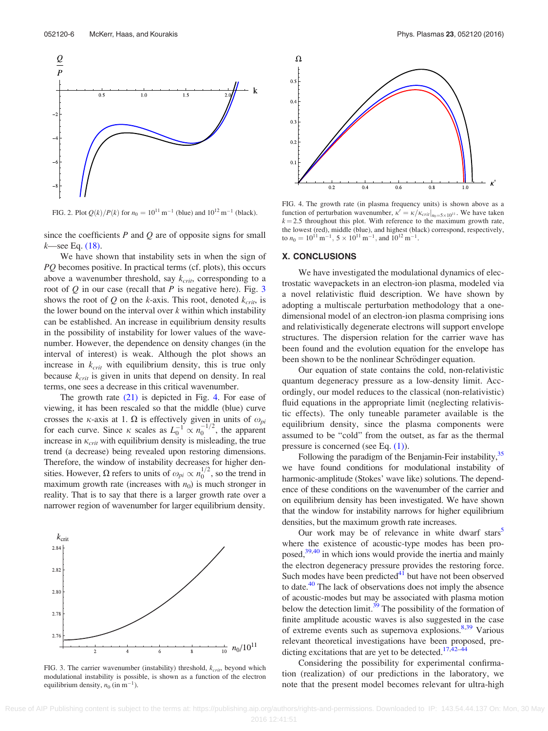FIG. 2. Plot $Q(k)/P(k)$ for $n_0 = 10^{11}\,\mathrm{m}^{-1}$ (blue) and $10^{12}\,\mathrm{m}^{-1}$ (black).

since the coefficients $P$ and $Q$ are of opposite signs for small $k$—see Eq. (18).

We have shown that instability sets in when the sign of $PQ$ becomes positive. In practical terms (cf. plots), this occurs above a wavenumber threshold, say $k_{crit}$, corresponding to a root of $Q$ in our case (recall that $P$ is negative here). Fig. 3 shows the root of $Q$ on the $k$-axis. This root, denoted $k_{crit}$, is the lower bound on the interval over $k$ within which instability can be established. An increase in equilibrium density results in the possibility of instability for lower values of the wavenumber. However, the dependence on density changes (in the interval of interest) is weak. Although the plot shows an increase in $k_{crit}$ with equilibrium density, this is true only because $k_{crit}$ is given in units that depend on density. In real terms, one sees a decrease in this critical wavenumber.

The growth rate (21) is depicted in Fig. 4. For ease of viewing, it has been rescaled so that the middle (blue) curve crosses the $\kappa$-axis at 1. $\Omega$ is effectively given in units of $\omega_{pi}$ for each curve. Since $\kappa$ scales as $L_0^{-1} \propto n_0^{-1/2}$, the apparent increase in $\kappa_{crit}$ with equilibrium density is misleading, the true trend (a decrease) being revealed upon restoring dimensions. Therefore, the window of instability decreases for higher densities. However, $\Omega$ refers to units of $\omega_{pi} \propto n_0^{1/2}$, so the trend in maximum growth rate (increases with $n_0$) is much stronger in reality. That is to say that there is a larger growth rate over a narrower region of wavenumber for larger equilibrium density.

FIG. 3. The carrier wavenumber (instability) threshold, $k_{crit}$, beyond which modulational instability is possible, is shown as a function of the electron equilibrium density, $n_0$ (in $\mathrm{m}^{-1}$).

FIG. 4. The growth rate (in plasma frequency units) is shown above as a function of perturbation wavenumber, $\kappa' = \kappa/\kappa_{crit}|_{n_0=5\times10^{11}}$. We have taken $k = 2.5$ throughout this plot. With reference to the maximum growth rate, the lowest (red), middle (blue), and highest (black) correspond, respectively, to $n_0 = 10^{11}\,\mathrm{m}^{-1}$, $5 \times 10^{11}\,\mathrm{m}^{-1}$, and $10^{12}\,\mathrm{m}^{-1}$.

## X. CONCLUSIONS

We have investigated the modulational dynamics of electrostatic wavepackets in an electron-ion plasma, modeled via a novel relativistic fluid description. We have shown by adopting a multiscale perturbation methodology that a one-dimensional model of an electron-ion plasma comprising ions and relativistically degenerate electrons will support envelope structures. The dispersion relation for the carrier wave has been found and the evolution equation for the envelope has been shown to be the nonlinear Schrödinger equation.

Our equation of state contains the cold, non-relativistic quantum degeneracy pressure as a low-density limit. Accordingly, our model reduces to the classical (non-relativistic) fluid equations in the appropriate limit (neglecting relativistic effects). The only tuneable parameter available is the equilibrium density, since the plasma components were assumed to be "cold" from the outset, as far as the thermal pressure is concerned (see Eq. (1)).

Following the paradigm of the Benjamin-Feir instability,[35] we have found conditions for modulational instability of harmonic-amplitude (Stokes' wave like) solutions. The dependence of these conditions on the wavenumber of the carrier and on equilibrium density has been investigated. We have shown that the window for instability narrows for higher equilibrium densities, but the maximum growth rate increases.

Our work may be of relevance in white dwarf stars[5] where the existence of acoustic-type modes has been proposed,[39,40] in which ions would provide the inertia and mainly the electron degeneracy pressure provides the restoring force. Such modes have been predicted[41] but have not been observed to date.[40] The lack of observations does not imply the absence of acoustic-modes but may be associated with plasma motion below the detection limit.[39] The possibility of the formation of finite amplitude acoustic waves is also suggested in the case of extreme events such as supernova explosions.[8,39] Various relevant theoretical investigations have been proposed, predicting excitations that are yet to be detected.[17,42–44]

Considering the possibility for experimental confirmation (realization) of our predictions in the laboratory, we note that the present model becomes relevant for ultra-high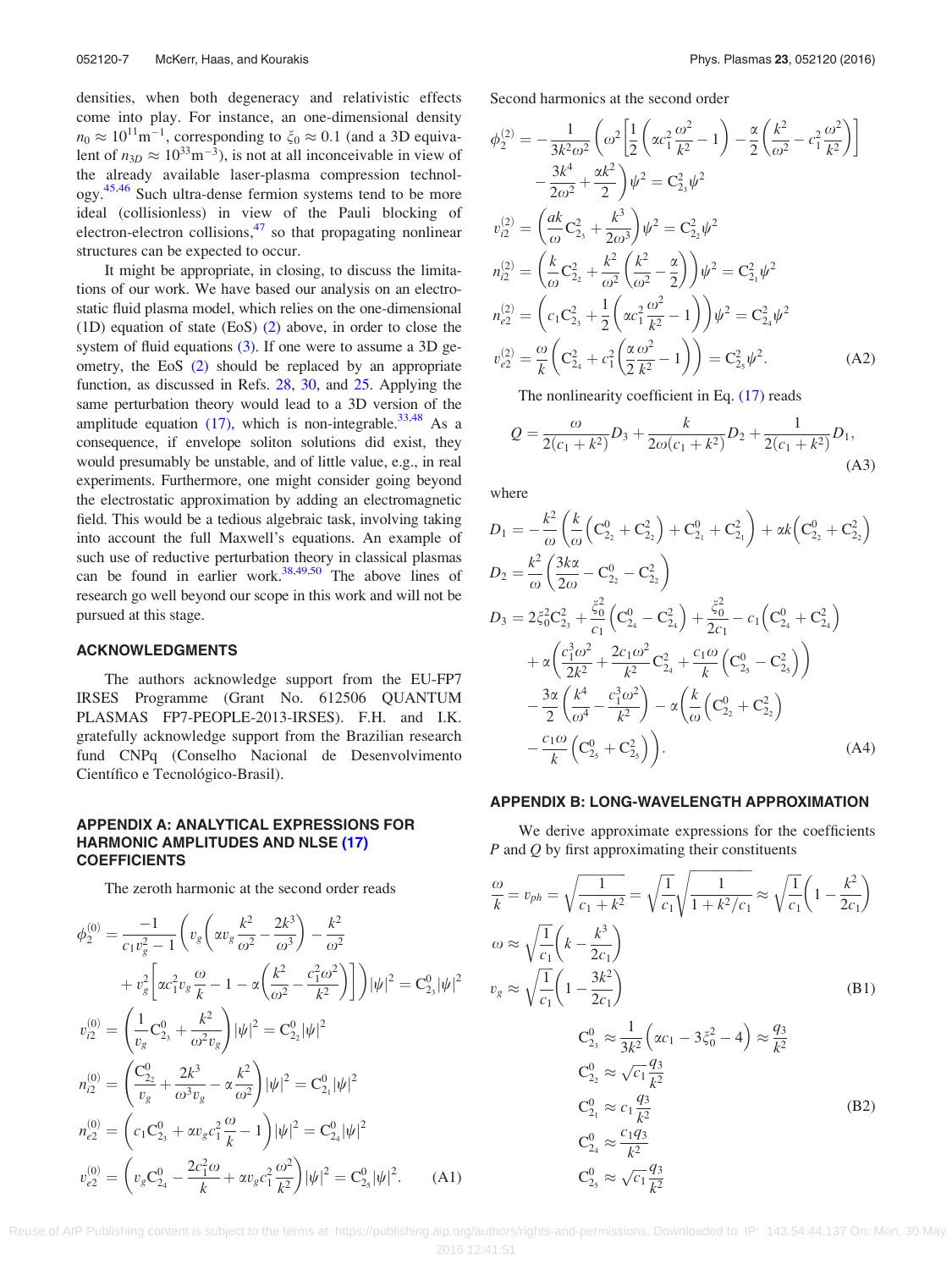densities, when both degeneracy and relativistic effects come into play. For instance, an one-dimensional density $n_0 \approx 10^{11}\text{m}^{-1}$, corresponding to $\xi_0 \approx 0.1$ (and a 3D equivalent of $n_{3D} \approx 10^{33}\text{m}^{-3}$), is not at all inconceivable in view of the already available laser-plasma compression technology.[45,46] Such ultra-dense fermion systems tend to be more ideal (collisionless) in view of the Pauli blocking of electron-electron collisions,[47] so that propagating nonlinear structures can be expected to occur.

It might be appropriate, in closing, to discuss the limitations of our work. We have based our analysis on an electrostatic fluid plasma model, which relies on the one-dimensional (1D) equation of state (EoS) (2) above, in order to close the system of fluid equations (3). If one were to assume a 3D geometry, the EoS (2) should be replaced by an appropriate function, as discussed in Refs. 28, 30, and 25. Applying the same perturbation theory would lead to a 3D version of the amplitude equation (17), which is non-integrable.[33,48] As a consequence, if envelope soliton solutions did exist, they would presumably be unstable, and of little value, e.g., in real experiments. Furthermore, one might consider going beyond the electrostatic approximation by adding an electromagnetic field. This would be a tedious algebraic task, involving taking into account the full Maxwell's equations. An example of such use of reductive perturbation theory in classical plasmas can be found in earlier work.[38,49,50] The above lines of research go well beyond our scope in this work and will not be pursued at this stage.

## ACKNOWLEDGMENTS

The authors acknowledge support from the EU-FP7 IRSES Programme (Grant No. 612506 QUANTUM PLASMAS FP7-PEOPLE-2013-IRSES). F.H. and I.K. gratefully acknowledge support from the Brazilian research fund CNPq (Conselho Nacional de Desenvolvimento Científico e Tecnológico-Brasil).

## APPENDIX A: ANALYTICAL EXPRESSIONS FOR HARMONIC AMPLITUDES AND NLSE (17) COEFFICIENTS

The zeroth harmonic at the second order reads

$$
\begin{aligned}
\phi_2^{(0)} &= \frac{-1}{c_1 v_g^2 - 1}\left( v_g\left(\alpha v_g \frac{k^2}{\omega^2} - \frac{2k^3}{\omega^3}\right) - \frac{k^2}{\omega^2} \right.\\
&\quad \left. + v_g^2\left[\alpha c_1^2 v_g \frac{\omega}{k} - 1 - \alpha\left(\frac{k^2}{\omega^2} - \frac{c_1^2\omega^2}{k^2}\right)\right]\right)|\psi|^2 = \mathrm{C}_{2_3}^0|\psi|^2 \\
v_{i2}^{(0)} &= \left(\frac{1}{v_g}\mathrm{C}_{2_3}^0 + \frac{k^2}{\omega^2 v_g}\right)|\psi|^2 = \mathrm{C}_{2_2}^0|\psi|^2 \\
n_{i2}^{(0)} &= \left(\frac{\mathrm{C}_{2_2}^0}{v_g} + \frac{2k^3}{\omega^3 v_g} - \alpha\frac{k^2}{\omega^2}\right)|\psi|^2 = \mathrm{C}_{2_1}^0|\psi|^2 \\
n_{e2}^{(0)} &= \left(c_1\mathrm{C}_{2_3}^0 + \alpha v_g c_1^2\frac{\omega}{k} - 1\right)|\psi|^2 = \mathrm{C}_{2_4}^0|\psi|^2 \\
v_{e2}^{(0)} &= \left(v_g\mathrm{C}_{2_4}^0 - \frac{2c_1^2\omega}{k} + \alpha v_g c_1^2\frac{\omega^2}{k^2}\right)|\psi|^2 = \mathrm{C}_{2_5}^0|\psi|^2.
\end{aligned} \tag{A1}
$$

Second harmonics at the second order

$$
\begin{aligned}
\phi_2^{(2)} &= -\frac{1}{3k^2\omega^2}\left(\omega^2\left[\frac{1}{2}\left(\alpha c_1^2\frac{\omega^2}{k^2} - 1\right) - \frac{\alpha}{2}\left(\frac{k^2}{\omega^2} - c_1^2\frac{\omega^2}{k^2}\right)\right]\right.\\
&\quad \left. - \frac{3k^4}{2\omega^2} + \frac{\alpha k^2}{2}\right)\psi^2 = \mathrm{C}_{2_3}^2\psi^2 \\
v_{i2}^{(2)} &= \left(\frac{ak}{\omega}\mathrm{C}_{2_3}^2 + \frac{k^3}{2\omega^3}\right)\psi^2 = \mathrm{C}_{2_2}^2\psi^2 \\
n_{i2}^{(2)} &= \left(\frac{k}{\omega}\mathrm{C}_{2_2}^2 + \frac{k^2}{\omega^2}\left(\frac{k^2}{\omega^2} - \frac{\alpha}{2}\right)\right)\psi^2 = \mathrm{C}_{2_1}^2\psi^2 \\
n_{e2}^{(2)} &= \left(c_1\mathrm{C}_{2_3}^2 + \frac{1}{2}\left(\alpha c_1^2\frac{\omega^2}{k^2} - 1\right)\right)\psi^2 = \mathrm{C}_{2_4}^2\psi^2 \\
v_{e2}^{(2)} &= \frac{\omega}{k}\left(\mathrm{C}_{2_4}^2 + c_1^2\left(\frac{\alpha}{2}\frac{\omega^2}{k^2} - 1\right)\right) = \mathrm{C}_{2_5}^2\psi^2.
\end{aligned} \tag{A2}
$$

The nonlinearity coefficient in Eq. (17) reads

$$
Q = \frac{\omega}{2(c_1 + k^2)}D_3 + \frac{k}{2\omega(c_1 + k^2)}D_2 + \frac{1}{2(c_1 + k^2)}D_1, \tag{A3}
$$

where

$$
\begin{aligned}
D_1 &= -\frac{k^2}{\omega}\left(\frac{k}{\omega}\left(\mathrm{C}_{2_2}^0 + \mathrm{C}_{2_2}^2\right) + \mathrm{C}_{2_1}^0 + \mathrm{C}_{2_1}^2\right) + \alpha k\left(\mathrm{C}_{2_2}^0 + \mathrm{C}_{2_2}^2\right) \\
D_2 &= \frac{k^2}{\omega}\left(\frac{3k\alpha}{2\omega} - \mathrm{C}_{2_2}^0 - \mathrm{C}_{2_2}^2\right) \\
D_3 &= 2\xi_0^2\mathrm{C}_{2_3}^2 + \frac{\xi_0^2}{c_1}\left(\mathrm{C}_{2_4}^0 - \mathrm{C}_{2_4}^2\right) + \frac{\xi_0^2}{2c_1} - c_1\left(\mathrm{C}_{2_4}^0 + \mathrm{C}_{2_4}^2\right) \\
&\quad + \alpha\left(\frac{c_1^3\omega^2}{2k^2} + \frac{2c_1\omega^2}{k^2}\mathrm{C}_{2_4}^2 + \frac{c_1\omega}{k}\left(\mathrm{C}_{2_5}^0 - \mathrm{C}_{2_5}^2\right)\right) \\
&\quad - \frac{3\alpha}{2}\left(\frac{k^4}{\omega^4} - \frac{c_1^3\omega^2}{k^2}\right) - \alpha\left(\frac{k}{\omega}\left(\mathrm{C}_{2_2}^0 + \mathrm{C}_{2_2}^2\right)\right. \\
&\quad \left. - \frac{c_1\omega}{k}\left(\mathrm{C}_{2_5}^0 + \mathrm{C}_{2_5}^2\right)\right).
\end{aligned} \tag{A4}
$$

## APPENDIX B: LONG-WAVELENGTH APPROXIMATION

We derive approximate expressions for the coefficients $P$ and $Q$ by first approximating their constituents

$$
\begin{aligned}
\frac{\omega}{k} &= v_{ph} = \sqrt{\frac{1}{c_1 + k^2}} = \sqrt{\frac{1}{c_1}}\sqrt{\frac{1}{1 + k^2/c_1}} \approx \sqrt{\frac{1}{c_1}}\left(1 - \frac{k^2}{2c_1}\right) \\
\omega &\approx \sqrt{\frac{1}{c_1}}\left(k - \frac{k^3}{2c_1}\right) \\
v_g &\approx \sqrt{\frac{1}{c_1}}\left(1 - \frac{3k^2}{2c_1}\right)
\end{aligned} \tag{B1}
$$

$$
\begin{aligned}
\mathrm{C}_{2_3}^0 &\approx \frac{1}{3k^2}\left(\alpha c_1 - 3\xi_0^2 - 4\right) \approx \frac{q_3}{k^2} \\
\mathrm{C}_{2_2}^0 &\approx \sqrt{c_1}\frac{q_3}{k^2} \\
\mathrm{C}_{2_1}^0 &\approx c_1\frac{q_3}{k^2} \\
\mathrm{C}_{2_4}^0 &\approx \frac{c_1 q_3}{k^2} \\
\mathrm{C}_{2_5}^0 &\approx \sqrt{c_1}\frac{q_3}{k^2}
\end{aligned} \tag{B2}
$$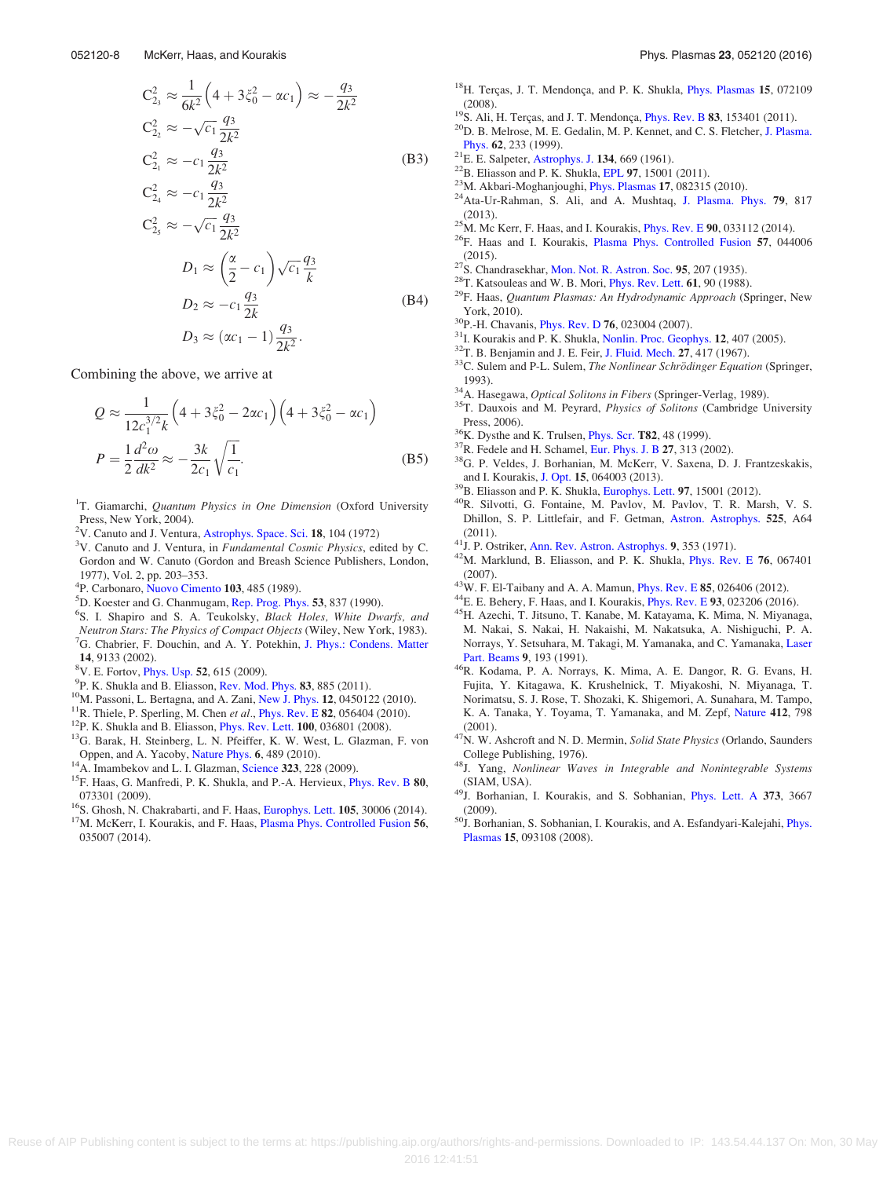$$
\begin{aligned}
C^2_{2_3} &\approx \frac{1}{6k^2}\left(4 + 3\xi_0^2 - \alpha c_1\right) \approx -\frac{q_3}{2k^2} \\
C^2_{2_2} &\approx -\sqrt{c_1}\,\frac{q_3}{2k^2} \\
C^2_{2_1} &\approx -c_1\,\frac{q_3}{2k^2} \\
C^2_{2_4} &\approx -c_1\,\frac{q_3}{2k^2} \\
C^2_{2_5} &\approx -\sqrt{c_1}\,\frac{q_3}{2k^2}
\end{aligned}
\tag{B3}
$$

$$
\begin{aligned}
D_1 &\approx \left(\frac{\alpha}{2} - c_1\right)\sqrt{c_1}\,\frac{q_3}{k} \\
D_2 &\approx -c_1\,\frac{q_3}{2k} \\
D_3 &\approx (\alpha c_1 - 1)\,\frac{q_3}{2k^2}.
\end{aligned}
\tag{B4}
$$

Combining the above, we arrive at

$$
\begin{aligned}
Q &\approx \frac{1}{12 c_1^{3/2} k}\left(4 + 3\xi_0^2 - 2\alpha c_1\right)\left(4 + 3\xi_0^2 - \alpha c_1\right) \\
P &= \frac{1}{2}\frac{d^2\omega}{dk^2} \approx -\frac{3k}{2c_1}\sqrt{\frac{1}{c_1}}.
\end{aligned}
\tag{B5}
$$

[1] T. Giamarchi, *Quantum Physics in One Dimension* (Oxford University Press, New York, 2004).

[2] V. Canuto and J. Ventura, Astrophys. Space. Sci. **18**, 104 (1972)

[3] V. Canuto and J. Ventura, in *Fundamental Cosmic Physics*, edited by C. Gordon and W. Canuto (Gordon and Breash Science Publishers, London, 1977), Vol. 2, pp. 203–353.

[4] P. Carbonaro, Nuovo Cimento **103**, 485 (1989).

[5] D. Koester and G. Chanmugam, Rep. Prog. Phys. **53**, 837 (1990).

[6] S. I. Shapiro and S. A. Teukolsky, *Black Holes, White Dwarfs, and Neutron Stars: The Physics of Compact Objects* (Wiley, New York, 1983).

[7] G. Chabrier, F. Douchin, and A. Y. Potekhin, J. Phys.: Condens. Matter **14**, 9133 (2002).

[8] V. E. Fortov, Phys. Usp. **52**, 615 (2009).

[9] P. K. Shukla and B. Eliasson, Rev. Mod. Phys. **83**, 885 (2011).

[10] M. Passoni, L. Bertagna, and A. Zani, New J. Phys. **12**, 0450122 (2010).

[11] R. Thiele, P. Sperling, M. Chen *et al.*, Phys. Rev. E **82**, 056404 (2010).

[12] P. K. Shukla and B. Eliasson, Phys. Rev. Lett. **100**, 036801 (2008).

[13] G. Barak, H. Steinberg, L. N. Pfeiffer, K. W. West, L. Glazman, F. von Oppen, and A. Yacoby, Nature Phys. **6**, 489 (2010).

[14] A. Imambekov and L. I. Glazman, Science **323**, 228 (2009).

[15] F. Haas, G. Manfredi, P. K. Shukla, and P.-A. Hervieux, Phys. Rev. B **80**, 073301 (2009).

[16] S. Ghosh, N. Chakrabarti, and F. Haas, Europhys. Lett. **105**, 30006 (2014).

[17] M. McKerr, I. Kourakis, and F. Haas, Plasma Phys. Controlled Fusion **56**, 035007 (2014).

[18] H. Terças, J. T. Mendonça, and P. K. Shukla, Phys. Plasmas **15**, 072109 (2008).

[19] S. Ali, H. Terças, and J. T. Mendonça, Phys. Rev. B **83**, 153401 (2011).

[20] D. B. Melrose, M. E. Gedalin, M. P. Kennet, and C. S. Fletcher, J. Plasma. Phys. **62**, 233 (1999).

[21] E. E. Salpeter, Astrophys. J. **134**, 669 (1961).

[22] B. Eliasson and P. K. Shukla, EPL **97**, 15001 (2011).

[23] M. Akbari-Moghanjoughi, Phys. Plasmas **17**, 082315 (2010).

[24] Ata-Ur-Rahman, S. Ali, and A. Mushtaq, J. Plasma. Phys. **79**, 817 (2013).

[25] M. Mc Kerr, F. Haas, and I. Kourakis, Phys. Rev. E **90**, 033112 (2014).

[26] F. Haas and I. Kourakis, Plasma Phys. Controlled Fusion **57**, 044006 (2015).

[27] S. Chandrasekhar, Mon. Not. R. Astron. Soc. **95**, 207 (1935).

[28] T. Katsouleas and W. B. Mori, Phys. Rev. Lett. **61**, 90 (1988).

[29] F. Haas, *Quantum Plasmas: An Hydrodynamic Approach* (Springer, New York, 2010).

[30] P.-H. Chavanis, Phys. Rev. D **76**, 023004 (2007).

[31] I. Kourakis and P. K. Shukla, Nonlin. Proc. Geophys. **12**, 407 (2005).

[32] T. B. Benjamin and J. E. Feir, J. Fluid. Mech. **27**, 417 (1967).

[33] C. Sulem and P-L. Sulem, *The Nonlinear Schrödinger Equation* (Springer, 1993).

[34] A. Hasegawa, *Optical Solitons in Fibers* (Springer-Verlag, 1989).

[35] T. Dauxois and M. Peyrard, *Physics of Solitons* (Cambridge University Press, 2006).

[36] K. Dysthe and K. Trulsen, Phys. Scr. **T82**, 48 (1999).

[37] R. Fedele and H. Schamel, Eur. Phys. J. B **27**, 313 (2002).

[38] G. P. Veldes, J. Borhanian, M. McKerr, V. Saxena, D. J. Frantzeskakis, and I. Kourakis, J. Opt. **15**, 064003 (2013).

[39] B. Eliasson and P. K. Shukla, Europhys. Lett. **97**, 15001 (2012).

[40] R. Silvotti, G. Fontaine, M. Pavlov, M. Pavlov, T. R. Marsh, V. S. Dhillon, S. P. Littlefair, and F. Getman, Astron. Astrophys. **525**, A64 (2011).

[41] J. P. Ostriker, Ann. Rev. Astron. Astrophys. **9**, 353 (1971).

[42] M. Marklund, B. Eliasson, and P. K. Shukla, Phys. Rev. E **76**, 067401 (2007).

[43] W. F. El-Taibany and A. A. Mamun, Phys. Rev. E **85**, 026406 (2012).

[44] E. E. Behery, F. Haas, and I. Kourakis, Phys. Rev. E **93**, 023206 (2016).

[45] H. Azechi, T. Jitsuno, T. Kanabe, M. Katayama, K. Mima, N. Miyanaga, M. Nakai, S. Nakai, H. Nakaishi, M. Nakatsuka, A. Nishiguchi, P. A. Norrays, Y. Setsuhara, M. Takagi, M. Yamanaka, and C. Yamanaka, Laser Part. Beams **9**, 193 (1991).

[46] R. Kodama, P. A. Norrays, K. Mima, A. E. Dangor, R. G. Evans, H. Fujita, Y. Kitagawa, K. Krushelnick, T. Miyakoshi, N. Miyanaga, T. Norimatsu, S. J. Rose, T. Shozaki, K. Shigemori, A. Sunahara, M. Tampo, K. A. Tanaka, Y. Toyama, T. Yamanaka, and M. Zepf, Nature **412**, 798 (2001).

[47] N. W. Ashcroft and N. D. Mermin, *Solid State Physics* (Orlando, Saunders College Publishing, 1976).

[48] J. Yang, *Nonlinear Waves in Integrable and Nonintegrable Systems* (SIAM, USA).

[49] J. Borhanian, I. Kourakis, and S. Sobhanian, Phys. Lett. A **373**, 3667 (2009).

[50] J. Borhanian, S. Sobhanian, I. Kourakis, and A. Esfandyari-Kalejahi, Phys. Plasmas **15**, 093108 (2008).